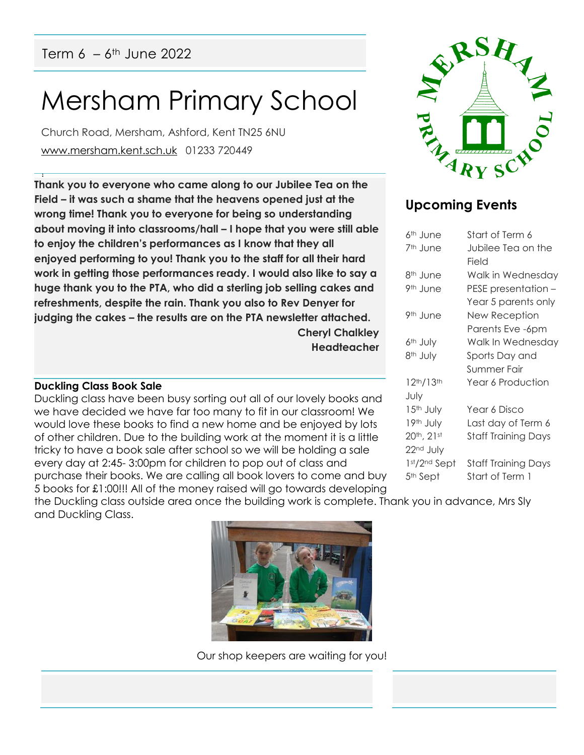Term 6 – 6th June 2022

# Mersham Primary School

Church Road, Mersham, Ashford, Kent TN25 6NU

www.mersham.kent.sch.uk 01233 720449

**Thank you to everyone who came along to our Jubilee Tea on the Field – it was such a shame that the heavens opened just at the wrong time! Thank you to everyone for being so understanding about moving it into classrooms/hall – I hope that you were still able to enjoy the children's performances as I know that they all enjoyed performing to you! Thank you to the staff for all their hard work in getting those performances ready. I would also like to say a huge thank you to the PTA, who did a sterling job selling cakes and refreshments, despite the rain. Thank you also to Rev Denyer for judging the cakes – the results are on the PTA newsletter attached.**

**Cheryl Chalkley**
**Headteacher**

## Upcoming Events

| | |
|---|---|
| 6th June | Start of Term 6 |
| 7th June | Jubilee Tea on the Field |
| 8th June | Walk in Wednesday |
| 9th June | PESE presentation – Year 5 parents only |
| 9th June | New Reception Parents Eve -6pm |
| 6th July | Walk In Wednesday |
| 8th July | Sports Day and Summer Fair |
| 12th/13th July | Year 6 Production |
| 15th July | Year 6 Disco |
| 19th July | Last day of Term 6 |
| 20th, 21st 22nd July | Staff Training Days |
| 1st/2nd Sept | Staff Training Days |
| 5th Sept | Start of Term 1 |

**Duckling Class Book Sale**

Duckling class have been busy sorting out all of our lovely books and we have decided we have far too many to fit in our classroom! We would love these books to find a new home and be enjoyed by lots of other children. Due to the building work at the moment it is a little tricky to have a book sale after school so we will be holding a sale every day at 2:45- 3:00pm for children to pop out of class and purchase their books. We are calling all book lovers to come and buy 5 books for £1:00!!! All of the money raised will go towards developing the Duckling class outside area once the building work is complete. Thank you in advance, Mrs Sly and Duckling Class.

Our shop keepers are waiting for you!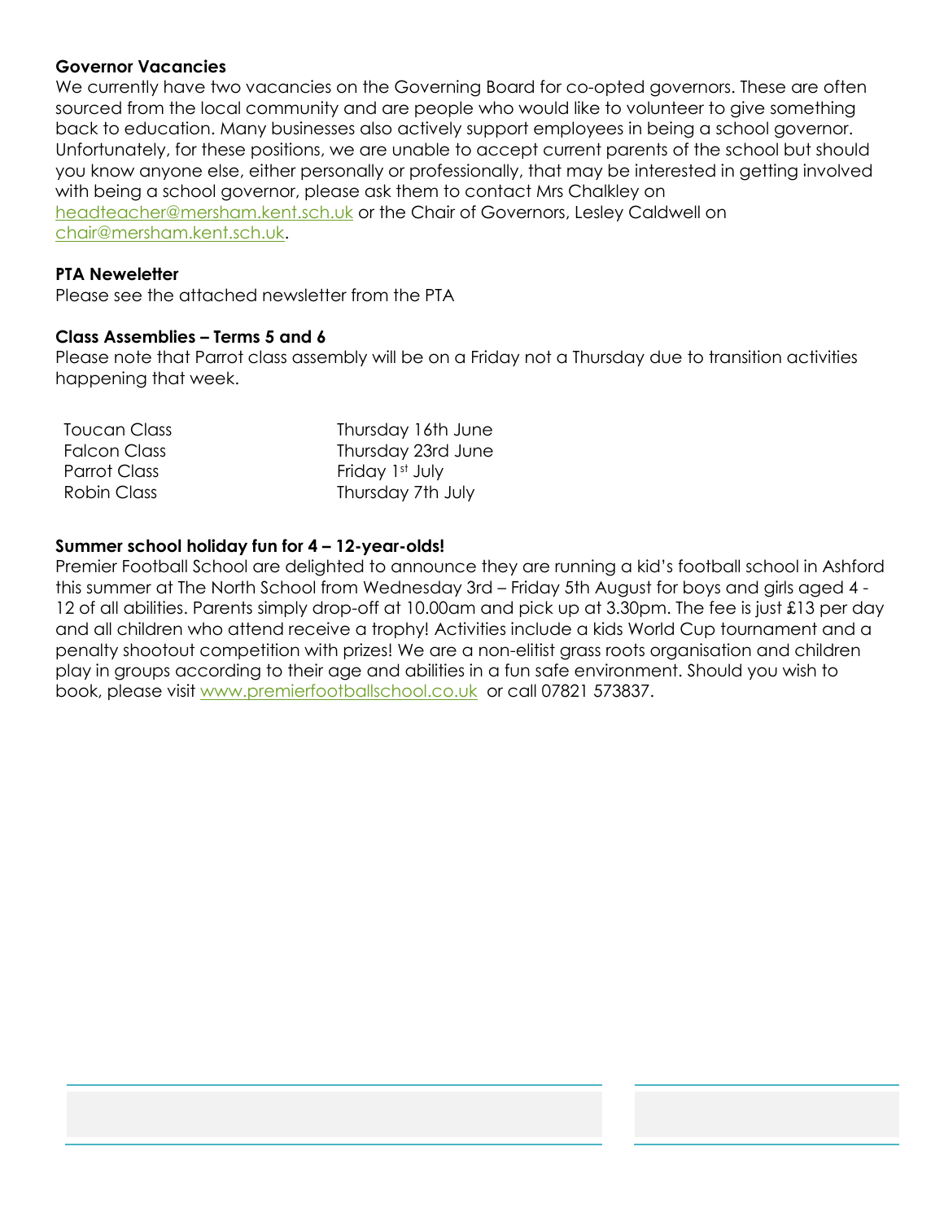**Governor Vacancies**

We currently have two vacancies on the Governing Board for co-opted governors. These are often sourced from the local community and are people who would like to volunteer to give something back to education. Many businesses also actively support employees in being a school governor. Unfortunately, for these positions, we are unable to accept current parents of the school but should you know anyone else, either personally or professionally, that may be interested in getting involved with being a school governor, please ask them to contact Mrs Chalkley on headteacher@mersham.kent.sch.uk or the Chair of Governors, Lesley Caldwell on chair@mersham.kent.sch.uk.

**PTA Neweletter**

Please see the attached newsletter from the PTA

**Class Assemblies – Terms 5 and 6**

Please note that Parrot class assembly will be on a Friday not a Thursday due to transition activities happening that week.

| | |
|---|---|
| Toucan Class | Thursday 16th June |
| Falcon Class | Thursday 23rd June |
| Parrot Class | Friday 1st July |
| Robin Class | Thursday 7th July |

**Summer school holiday fun for 4 – 12-year-olds!**

Premier Football School are delighted to announce they are running a kid's football school in Ashford this summer at The North School from Wednesday 3rd – Friday 5th August for boys and girls aged 4 - 12 of all abilities. Parents simply drop-off at 10.00am and pick up at 3.30pm. The fee is just £13 per day and all children who attend receive a trophy! Activities include a kids World Cup tournament and a penalty shootout competition with prizes! We are a non-elitist grass roots organisation and children play in groups according to their age and abilities in a fun safe environment. Should you wish to book, please visit www.premierfootballschool.co.uk or call 07821 573837.